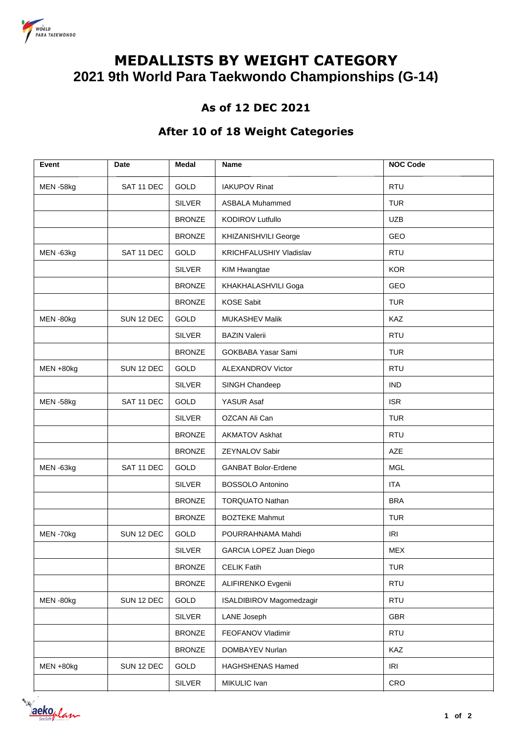# MEDALLISTS BY WEIGHT CATEGORY

## 2021 9th World Para Taekwondo Championships (G-14)

### As of 12 DEC 2021

### After 10 of 18 Weight Categories

| Event | Date | Medal | Name | NOC Code |
|---|---|---|---|---|
| MEN -58kg | SAT 11 DEC | GOLD | IAKUPOV Rinat | RTU |
| | | SILVER | ASBALA Muhammed | TUR |
| | | BRONZE | KODIROV Lutfullo | UZB |
| | | BRONZE | KHIZANISHVILI George | GEO |
| MEN -63kg | SAT 11 DEC | GOLD | KRICHFALUSHIY Vladislav | RTU |
| | | SILVER | KIM Hwangtae | KOR |
| | | BRONZE | KHAKHALASHVILI Goga | GEO |
| | | BRONZE | KOSE Sabit | TUR |
| MEN -80kg | SUN 12 DEC | GOLD | MUKASHEV Malik | KAZ |
| | | SILVER | BAZIN Valerii | RTU |
| | | BRONZE | GOKBABA Yasar Sami | TUR |
| MEN +80kg | SUN 12 DEC | GOLD | ALEXANDROV Victor | RTU |
| | | SILVER | SINGH Chandeep | IND |
| MEN -58kg | SAT 11 DEC | GOLD | YASUR Asaf | ISR |
| | | SILVER | OZCAN Ali Can | TUR |
| | | BRONZE | AKMATOV Askhat | RTU |
| | | BRONZE | ZEYNALOV Sabir | AZE |
| MEN -63kg | SAT 11 DEC | GOLD | GANBAT Bolor-Erdene | MGL |
| | | SILVER | BOSSOLO Antonino | ITA |
| | | BRONZE | TORQUATO Nathan | BRA |
| | | BRONZE | BOZTEKE Mahmut | TUR |
| MEN -70kg | SUN 12 DEC | GOLD | POURRAHNAMA Mahdi | IRI |
| | | SILVER | GARCIA LOPEZ Juan Diego | MEX |
| | | BRONZE | CELIK Fatih | TUR |
| | | BRONZE | ALIFIRENKO Evgenii | RTU |
| MEN -80kg | SUN 12 DEC | GOLD | ISALDIBIROV Magomedzagir | RTU |
| | | SILVER | LANE Joseph | GBR |
| | | BRONZE | FEOFANOV Vladimir | RTU |
| | | BRONZE | DOMBAYEV Nurlan | KAZ |
| MEN +80kg | SUN 12 DEC | GOLD | HAGHSHENAS Hamed | IRI |
| | | SILVER | MIKULIC Ivan | CRO |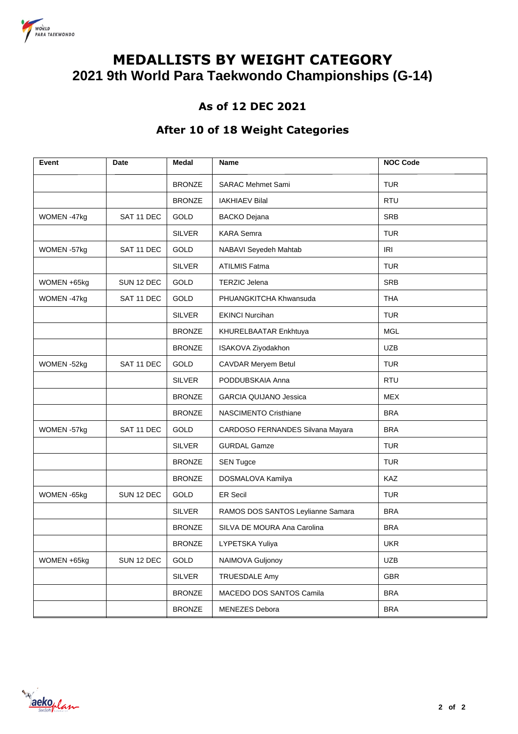# MEDALLISTS BY WEIGHT CATEGORY

## 2021 9th World Para Taekwondo Championships (G-14)

### As of 12 DEC 2021

### After 10 of 18 Weight Categories

| Event | Date | Medal | Name | NOC Code |
|---|---|---|---|---|
| | | BRONZE | SARAC Mehmet Sami | TUR |
| | | BRONZE | IAKHIAEV Bilal | RTU |
| WOMEN -47kg | SAT 11 DEC | GOLD | BACKO Dejana | SRB |
| | | SILVER | KARA Semra | TUR |
| WOMEN -57kg | SAT 11 DEC | GOLD | NABAVI Seyedeh Mahtab | IRI |
| | | SILVER | ATILMIS Fatma | TUR |
| WOMEN +65kg | SUN 12 DEC | GOLD | TERZIC Jelena | SRB |
| WOMEN -47kg | SAT 11 DEC | GOLD | PHUANGKITCHA Khwansuda | THA |
| | | SILVER | EKINCI Nurcihan | TUR |
| | | BRONZE | KHURELBAATAR Enkhtuya | MGL |
| | | BRONZE | ISAKOVA Ziyodakhon | UZB |
| WOMEN -52kg | SAT 11 DEC | GOLD | CAVDAR Meryem Betul | TUR |
| | | SILVER | PODDUBSKAIA Anna | RTU |
| | | BRONZE | GARCIA QUIJANO Jessica | MEX |
| | | BRONZE | NASCIMENTO Cristhiane | BRA |
| WOMEN -57kg | SAT 11 DEC | GOLD | CARDOSO FERNANDES Silvana Mayara | BRA |
| | | SILVER | GURDAL Gamze | TUR |
| | | BRONZE | SEN Tugce | TUR |
| | | BRONZE | DOSMALOVA Kamilya | KAZ |
| WOMEN -65kg | SUN 12 DEC | GOLD | ER Secil | TUR |
| | | SILVER | RAMOS DOS SANTOS Leylianne Samara | BRA |
| | | BRONZE | SILVA DE MOURA Ana Carolina | BRA |
| | | BRONZE | LYPETSKA Yuliya | UKR |
| WOMEN +65kg | SUN 12 DEC | GOLD | NAIMOVA Guljonoy | UZB |
| | | SILVER | TRUESDALE Amy | GBR |
| | | BRONZE | MACEDO DOS SANTOS Camila | BRA |
| | | BRONZE | MENEZES Debora | BRA |